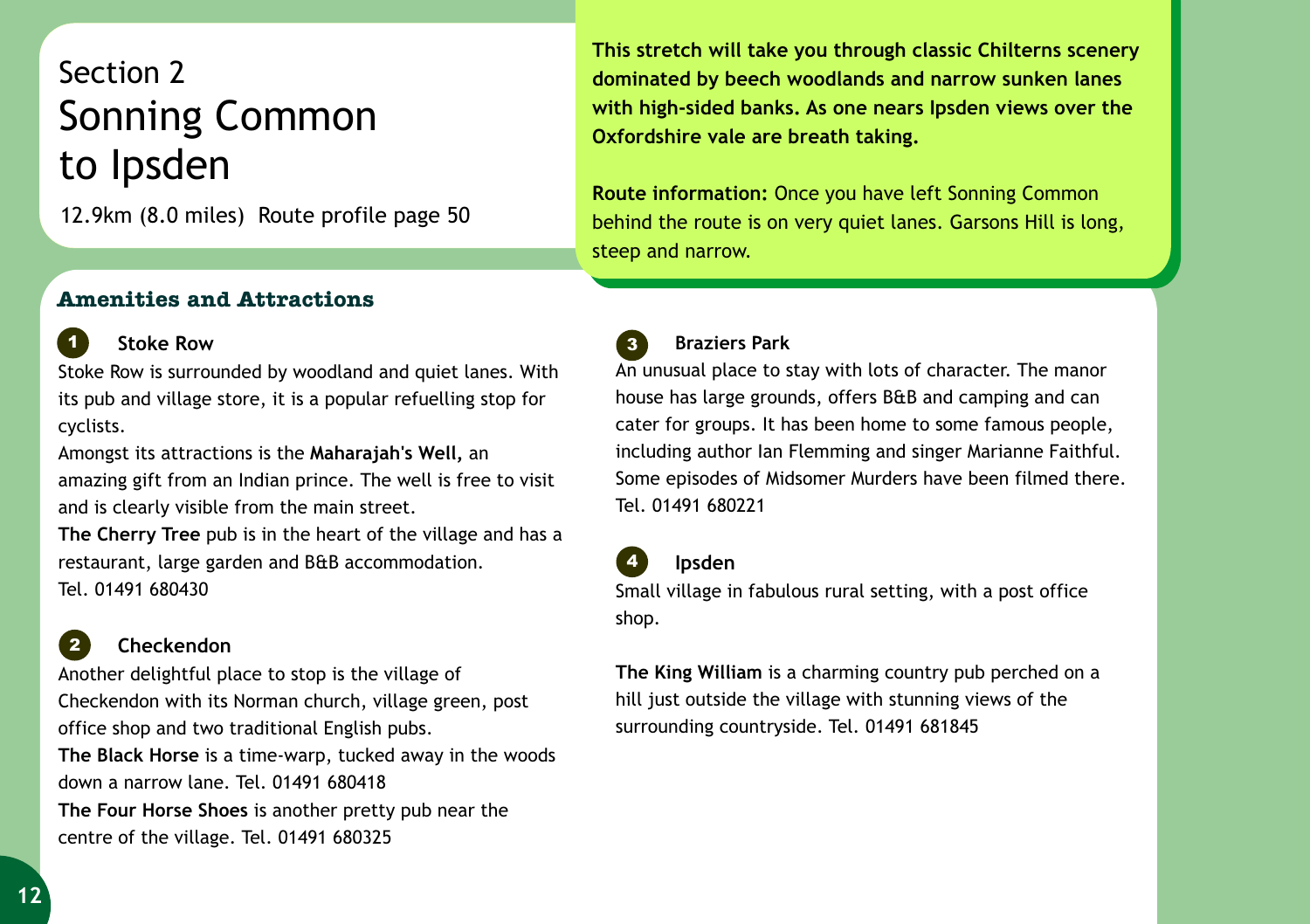# Section 2
# Sonning Common to Ipsden

12.9km (8.0 miles)  Route profile page 50

**This stretch will take you through classic Chilterns scenery dominated by beech woodlands and narrow sunken lanes with high-sided banks. As one nears Ipsden views over the Oxfordshire vale are breath taking.**

**Route information:** Once you have left Sonning Common behind the route is on very quiet lanes. Garsons Hill is long, steep and narrow.

## Amenities and Attractions

### 1 Stoke Row

Stoke Row is surrounded by woodland and quiet lanes. With its pub and village store, it is a popular refuelling stop for cyclists.

Amongst its attractions is the **Maharajah's Well,** an amazing gift from an Indian prince. The well is free to visit and is clearly visible from the main street.

**The Cherry Tree** pub is in the heart of the village and has a restaurant, large garden and B&B accommodation.
Tel. 01491 680430

### 2 Checkendon

Another delightful place to stop is the village of Checkendon with its Norman church, village green, post office shop and two traditional English pubs.

**The Black Horse** is a time-warp, tucked away in the woods down a narrow lane. Tel. 01491 680418

**The Four Horse Shoes** is another pretty pub near the centre of the village. Tel. 01491 680325

### 3 Braziers Park

An unusual place to stay with lots of character. The manor house has large grounds, offers B&B and camping and can cater for groups. It has been home to some famous people, including author Ian Flemming and singer Marianne Faithful. Some episodes of Midsomer Murders have been filmed there.
Tel. 01491 680221

### 4 Ipsden

Small village in fabulous rural setting, with a post office shop.

**The King William** is a charming country pub perched on a hill just outside the village with stunning views of the surrounding countryside. Tel. 01491 681845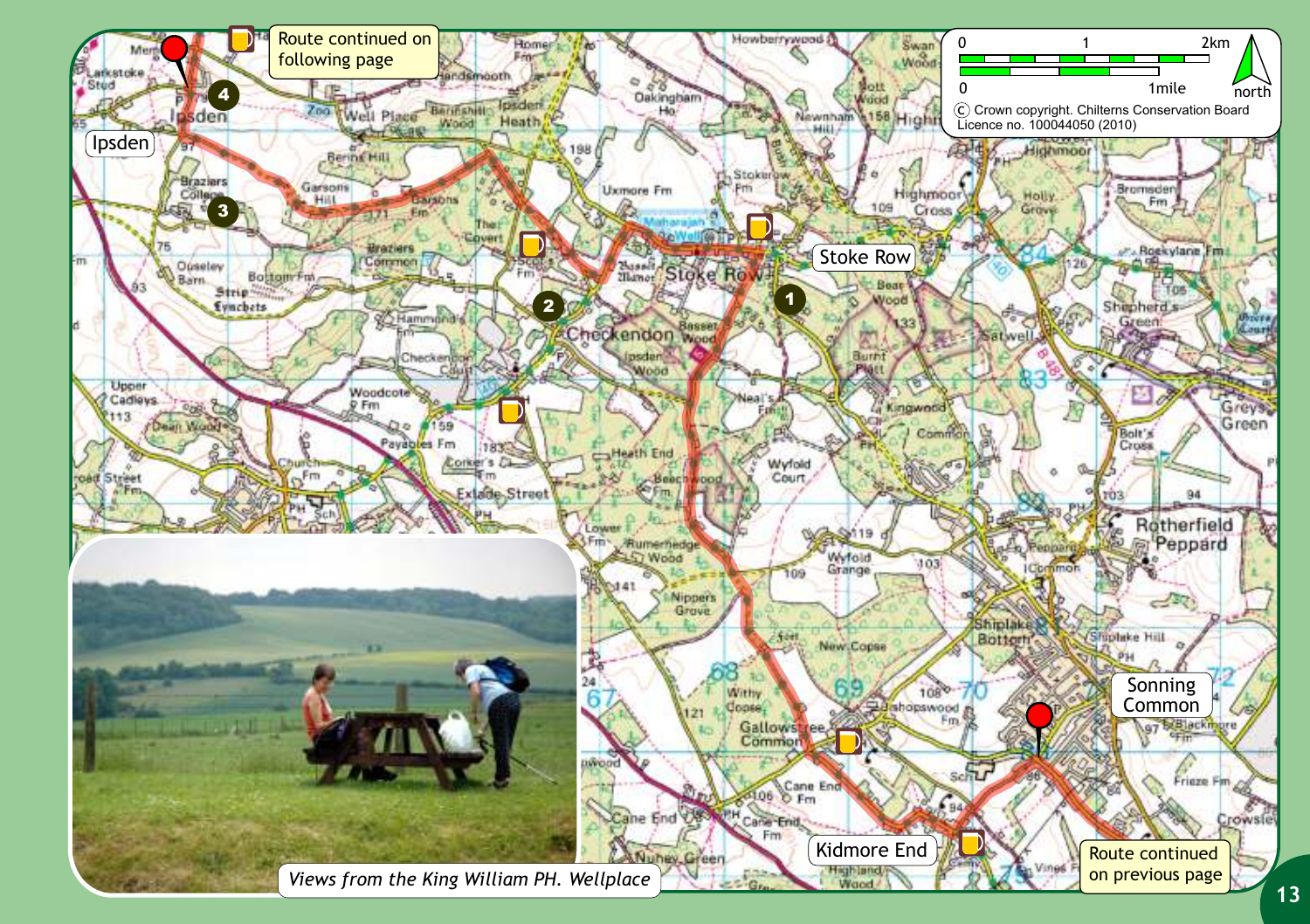Route continued on following page

Ipsden

Stoke Row

Kidmore End

Sonning Common

Route continued on previous page

0 1 2km

0 1mile

north

© Crown copyright. Chilterns Conservation Board Licence no. 100044050 (2010)

*Views from the King William PH. Wellplace*